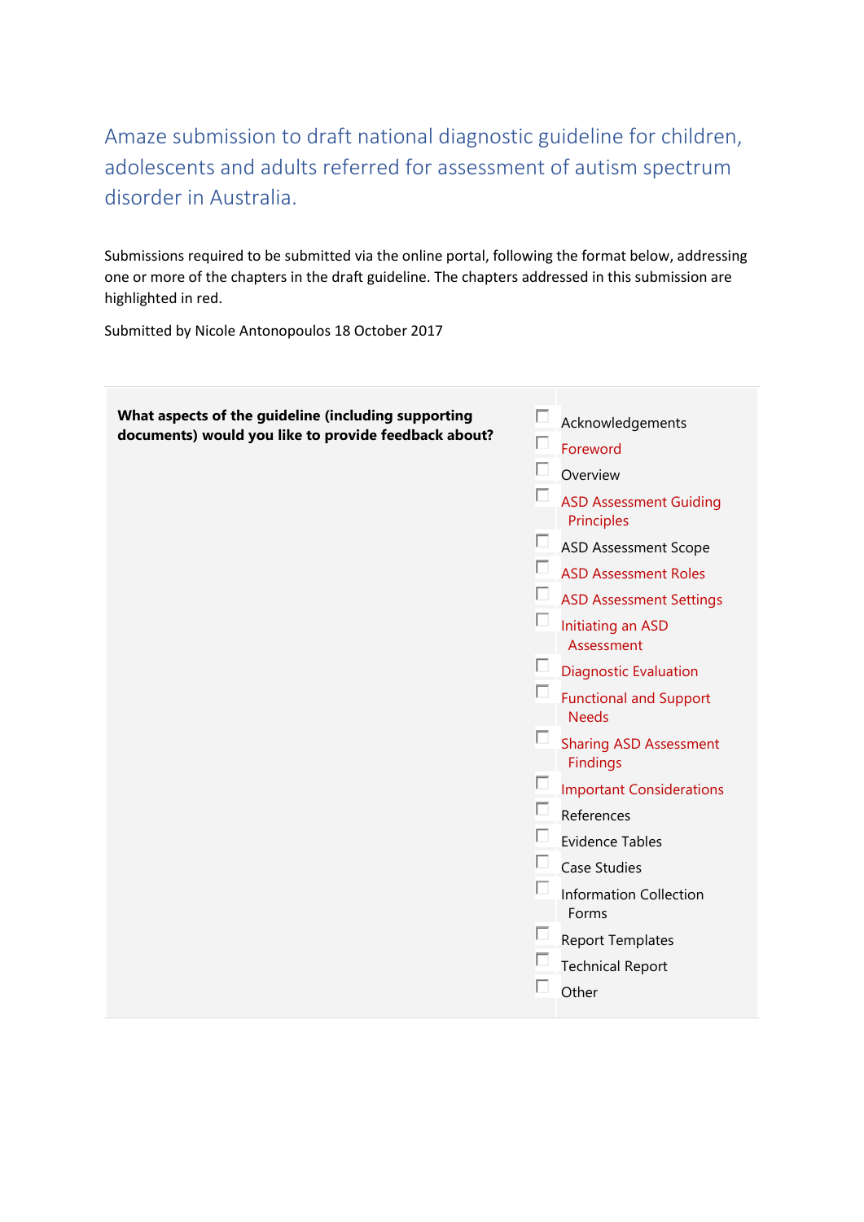# Amaze submission to draft national diagnostic guideline for children, adolescents and adults referred for assessment of autism spectrum disorder in Australia.

Submissions required to be submitted via the online portal, following the format below, addressing one or more of the chapters in the draft guideline. The chapters addressed in this submission are highlighted in red.

Submitted by Nicole Antonopoulos 18 October 2017

| **What aspects of the guideline (including supporting documents) would you like to provide feedback about?** | ☐ Acknowledgements<br>☐ Foreword<br>☐ Overview<br>☐ ASD Assessment Guiding Principles<br>☐ ASD Assessment Scope<br>☐ ASD Assessment Roles<br>☐ ASD Assessment Settings<br>☐ Initiating an ASD Assessment<br>☐ Diagnostic Evaluation<br>☐ Functional and Support Needs<br>☐ Sharing ASD Assessment Findings<br>☐ Important Considerations<br>☐ References<br>☐ Evidence Tables<br>☐ Case Studies<br>☐ Information Collection Forms<br>☐ Report Templates<br>☐ Technical Report<br>☐ Other |
|---|---|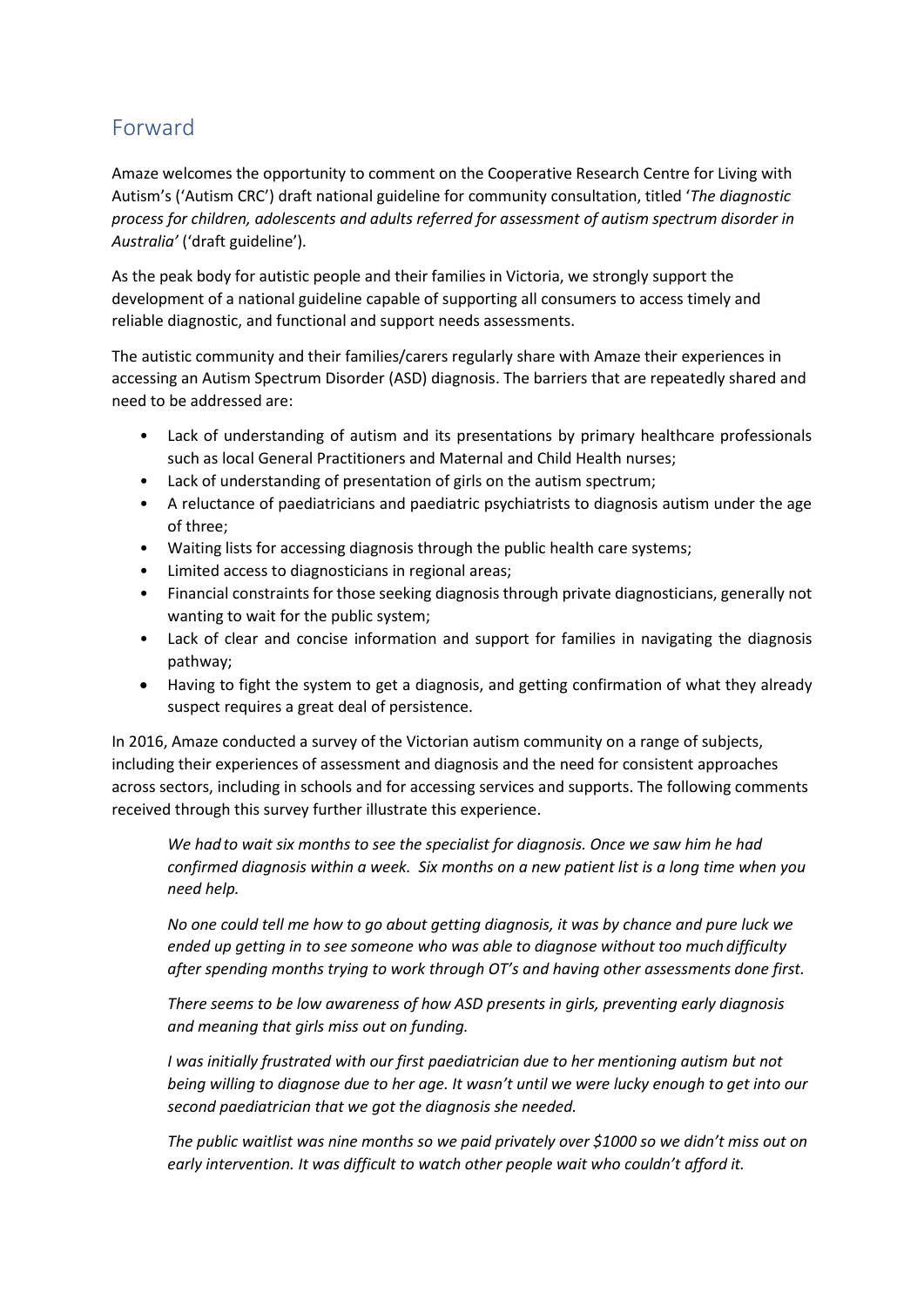## Forward

Amaze welcomes the opportunity to comment on the Cooperative Research Centre for Living with Autism's ('Autism CRC') draft national guideline for community consultation, titled '*The diagnostic process for children, adolescents and adults referred for assessment of autism spectrum disorder in Australia'* ('draft guideline').

As the peak body for autistic people and their families in Victoria, we strongly support the development of a national guideline capable of supporting all consumers to access timely and reliable diagnostic, and functional and support needs assessments.

The autistic community and their families/carers regularly share with Amaze their experiences in accessing an Autism Spectrum Disorder (ASD) diagnosis. The barriers that are repeatedly shared and need to be addressed are:

- Lack of understanding of autism and its presentations by primary healthcare professionals such as local General Practitioners and Maternal and Child Health nurses;
- Lack of understanding of presentation of girls on the autism spectrum;
- A reluctance of paediatricians and paediatric psychiatrists to diagnosis autism under the age of three;
- Waiting lists for accessing diagnosis through the public health care systems;
- Limited access to diagnosticians in regional areas;
- Financial constraints for those seeking diagnosis through private diagnosticians, generally not wanting to wait for the public system;
- Lack of clear and concise information and support for families in navigating the diagnosis pathway;
- Having to fight the system to get a diagnosis, and getting confirmation of what they already suspect requires a great deal of persistence.

In 2016, Amaze conducted a survey of the Victorian autism community on a range of subjects, including their experiences of assessment and diagnosis and the need for consistent approaches across sectors, including in schools and for accessing services and supports. The following comments received through this survey further illustrate this experience.

> *We had to wait six months to see the specialist for diagnosis. Once we saw him he had confirmed diagnosis within a week. Six months on a new patient list is a long time when you need help.*
>
> *No one could tell me how to go about getting diagnosis, it was by chance and pure luck we ended up getting in to see someone who was able to diagnose without too much difficulty after spending months trying to work through OT's and having other assessments done first.*
>
> *There seems to be low awareness of how ASD presents in girls, preventing early diagnosis and meaning that girls miss out on funding.*
>
> *I was initially frustrated with our first paediatrician due to her mentioning autism but not being willing to diagnose due to her age. It wasn't until we were lucky enough to get into our second paediatrician that we got the diagnosis she needed.*
>
> *The public waitlist was nine months so we paid privately over $1000 so we didn't miss out on early intervention. It was difficult to watch other people wait who couldn't afford it.*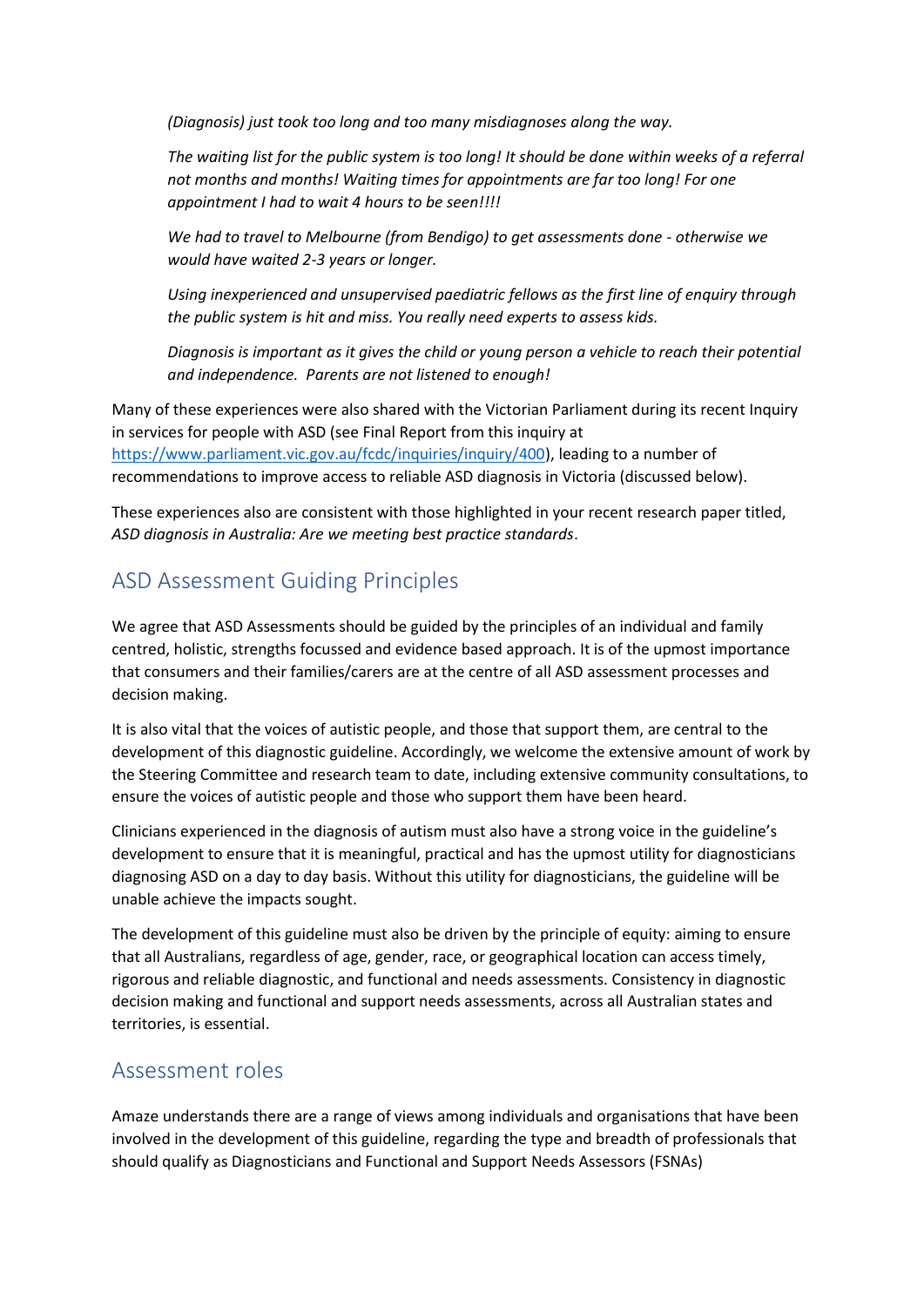*(Diagnosis) just took too long and too many misdiagnoses along the way.*

*The waiting list for the public system is too long! It should be done within weeks of a referral not months and months! Waiting times for appointments are far too long! For one appointment I had to wait 4 hours to be seen!!!!*

*We had to travel to Melbourne (from Bendigo) to get assessments done - otherwise we would have waited 2-3 years or longer.*

*Using inexperienced and unsupervised paediatric fellows as the first line of enquiry through the public system is hit and miss. You really need experts to assess kids.*

*Diagnosis is important as it gives the child or young person a vehicle to reach their potential and independence. Parents are not listened to enough!*

Many of these experiences were also shared with the Victorian Parliament during its recent Inquiry in services for people with ASD (see Final Report from this inquiry at https://www.parliament.vic.gov.au/fcdc/inquiries/inquiry/400), leading to a number of recommendations to improve access to reliable ASD diagnosis in Victoria (discussed below).

These experiences also are consistent with those highlighted in your recent research paper titled, *ASD diagnosis in Australia: Are we meeting best practice standards*.

## ASD Assessment Guiding Principles

We agree that ASD Assessments should be guided by the principles of an individual and family centred, holistic, strengths focussed and evidence based approach. It is of the upmost importance that consumers and their families/carers are at the centre of all ASD assessment processes and decision making.

It is also vital that the voices of autistic people, and those that support them, are central to the development of this diagnostic guideline. Accordingly, we welcome the extensive amount of work by the Steering Committee and research team to date, including extensive community consultations, to ensure the voices of autistic people and those who support them have been heard.

Clinicians experienced in the diagnosis of autism must also have a strong voice in the guideline's development to ensure that it is meaningful, practical and has the upmost utility for diagnosticians diagnosing ASD on a day to day basis. Without this utility for diagnosticians, the guideline will be unable achieve the impacts sought.

The development of this guideline must also be driven by the principle of equity: aiming to ensure that all Australians, regardless of age, gender, race, or geographical location can access timely, rigorous and reliable diagnostic, and functional and needs assessments. Consistency in diagnostic decision making and functional and support needs assessments, across all Australian states and territories, is essential.

## Assessment roles

Amaze understands there are a range of views among individuals and organisations that have been involved in the development of this guideline, regarding the type and breadth of professionals that should qualify as Diagnosticians and Functional and Support Needs Assessors (FSNAs)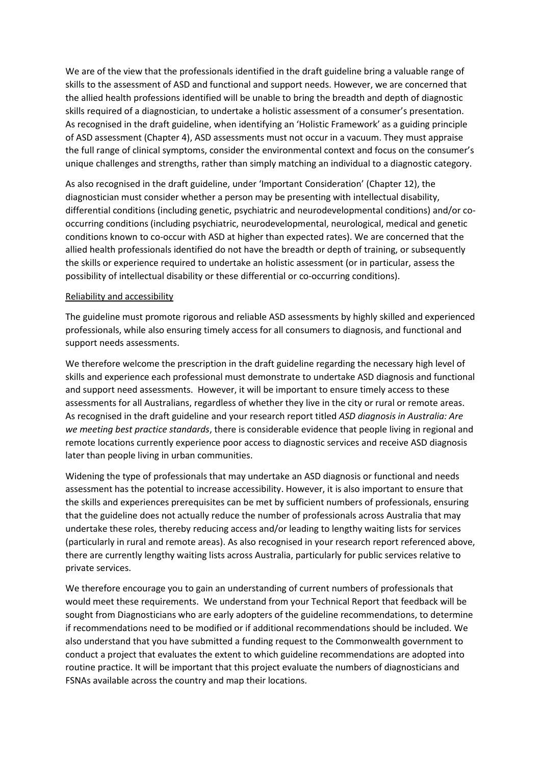We are of the view that the professionals identified in the draft guideline bring a valuable range of skills to the assessment of ASD and functional and support needs. However, we are concerned that the allied health professions identified will be unable to bring the breadth and depth of diagnostic skills required of a diagnostician, to undertake a holistic assessment of a consumer's presentation. As recognised in the draft guideline, when identifying an 'Holistic Framework' as a guiding principle of ASD assessment (Chapter 4), ASD assessments must not occur in a vacuum. They must appraise the full range of clinical symptoms, consider the environmental context and focus on the consumer's unique challenges and strengths, rather than simply matching an individual to a diagnostic category.

As also recognised in the draft guideline, under 'Important Consideration' (Chapter 12), the diagnostician must consider whether a person may be presenting with intellectual disability, differential conditions (including genetic, psychiatric and neurodevelopmental conditions) and/or co-occurring conditions (including psychiatric, neurodevelopmental, neurological, medical and genetic conditions known to co-occur with ASD at higher than expected rates). We are concerned that the allied health professionals identified do not have the breadth or depth of training, or subsequently the skills or experience required to undertake an holistic assessment (or in particular, assess the possibility of intellectual disability or these differential or co-occurring conditions).

<u>Reliability and accessibility</u>

The guideline must promote rigorous and reliable ASD assessments by highly skilled and experienced professionals, while also ensuring timely access for all consumers to diagnosis, and functional and support needs assessments.

We therefore welcome the prescription in the draft guideline regarding the necessary high level of skills and experience each professional must demonstrate to undertake ASD diagnosis and functional and support need assessments. However, it will be important to ensure timely access to these assessments for all Australians, regardless of whether they live in the city or rural or remote areas. As recognised in the draft guideline and your research report titled *ASD diagnosis in Australia: Are we meeting best practice standards*, there is considerable evidence that people living in regional and remote locations currently experience poor access to diagnostic services and receive ASD diagnosis later than people living in urban communities.

Widening the type of professionals that may undertake an ASD diagnosis or functional and needs assessment has the potential to increase accessibility. However, it is also important to ensure that the skills and experiences prerequisites can be met by sufficient numbers of professionals, ensuring that the guideline does not actually reduce the number of professionals across Australia that may undertake these roles, thereby reducing access and/or leading to lengthy waiting lists for services (particularly in rural and remote areas). As also recognised in your research report referenced above, there are currently lengthy waiting lists across Australia, particularly for public services relative to private services.

We therefore encourage you to gain an understanding of current numbers of professionals that would meet these requirements. We understand from your Technical Report that feedback will be sought from Diagnosticians who are early adopters of the guideline recommendations, to determine if recommendations need to be modified or if additional recommendations should be included. We also understand that you have submitted a funding request to the Commonwealth government to conduct a project that evaluates the extent to which guideline recommendations are adopted into routine practice. It will be important that this project evaluate the numbers of diagnosticians and FSNAs available across the country and map their locations.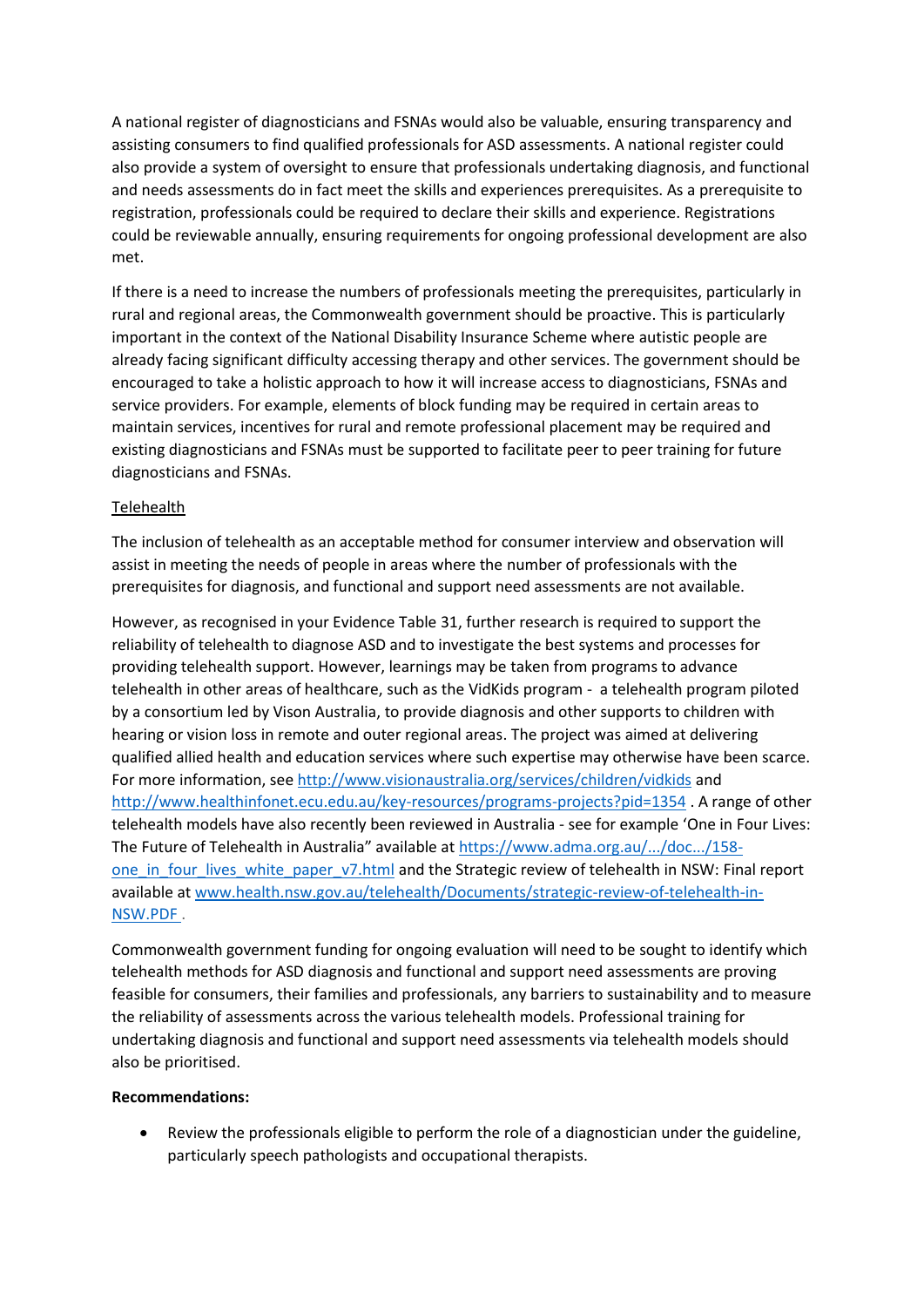A national register of diagnosticians and FSNAs would also be valuable, ensuring transparency and assisting consumers to find qualified professionals for ASD assessments. A national register could also provide a system of oversight to ensure that professionals undertaking diagnosis, and functional and needs assessments do in fact meet the skills and experiences prerequisites. As a prerequisite to registration, professionals could be required to declare their skills and experience. Registrations could be reviewable annually, ensuring requirements for ongoing professional development are also met.

If there is a need to increase the numbers of professionals meeting the prerequisites, particularly in rural and regional areas, the Commonwealth government should be proactive. This is particularly important in the context of the National Disability Insurance Scheme where autistic people are already facing significant difficulty accessing therapy and other services. The government should be encouraged to take a holistic approach to how it will increase access to diagnosticians, FSNAs and service providers. For example, elements of block funding may be required in certain areas to maintain services, incentives for rural and remote professional placement may be required and existing diagnosticians and FSNAs must be supported to facilitate peer to peer training for future diagnosticians and FSNAs.

Telehealth

The inclusion of telehealth as an acceptable method for consumer interview and observation will assist in meeting the needs of people in areas where the number of professionals with the prerequisites for diagnosis, and functional and support need assessments are not available.

However, as recognised in your Evidence Table 31, further research is required to support the reliability of telehealth to diagnose ASD and to investigate the best systems and processes for providing telehealth support. However, learnings may be taken from programs to advance telehealth in other areas of healthcare, such as the VidKids program - a telehealth program piloted by a consortium led by Vison Australia, to provide diagnosis and other supports to children with hearing or vision loss in remote and outer regional areas. The project was aimed at delivering qualified allied health and education services where such expertise may otherwise have been scarce. For more information, see http://www.visionaustralia.org/services/children/vidkids and http://www.healthinfonet.ecu.edu.au/key-resources/programs-projects?pid=1354 . A range of other telehealth models have also recently been reviewed in Australia - see for example 'One in Four Lives: The Future of Telehealth in Australia" available at https://www.adma.org.au/.../doc.../158-one_in_four_lives_white_paper_v7.html and the Strategic review of telehealth in NSW: Final report available at www.health.nsw.gov.au/telehealth/Documents/strategic-review-of-telehealth-in-NSW.PDF .

Commonwealth government funding for ongoing evaluation will need to be sought to identify which telehealth methods for ASD diagnosis and functional and support need assessments are proving feasible for consumers, their families and professionals, any barriers to sustainability and to measure the reliability of assessments across the various telehealth models. Professional training for undertaking diagnosis and functional and support need assessments via telehealth models should also be prioritised.

**Recommendations:**

- Review the professionals eligible to perform the role of a diagnostician under the guideline, particularly speech pathologists and occupational therapists.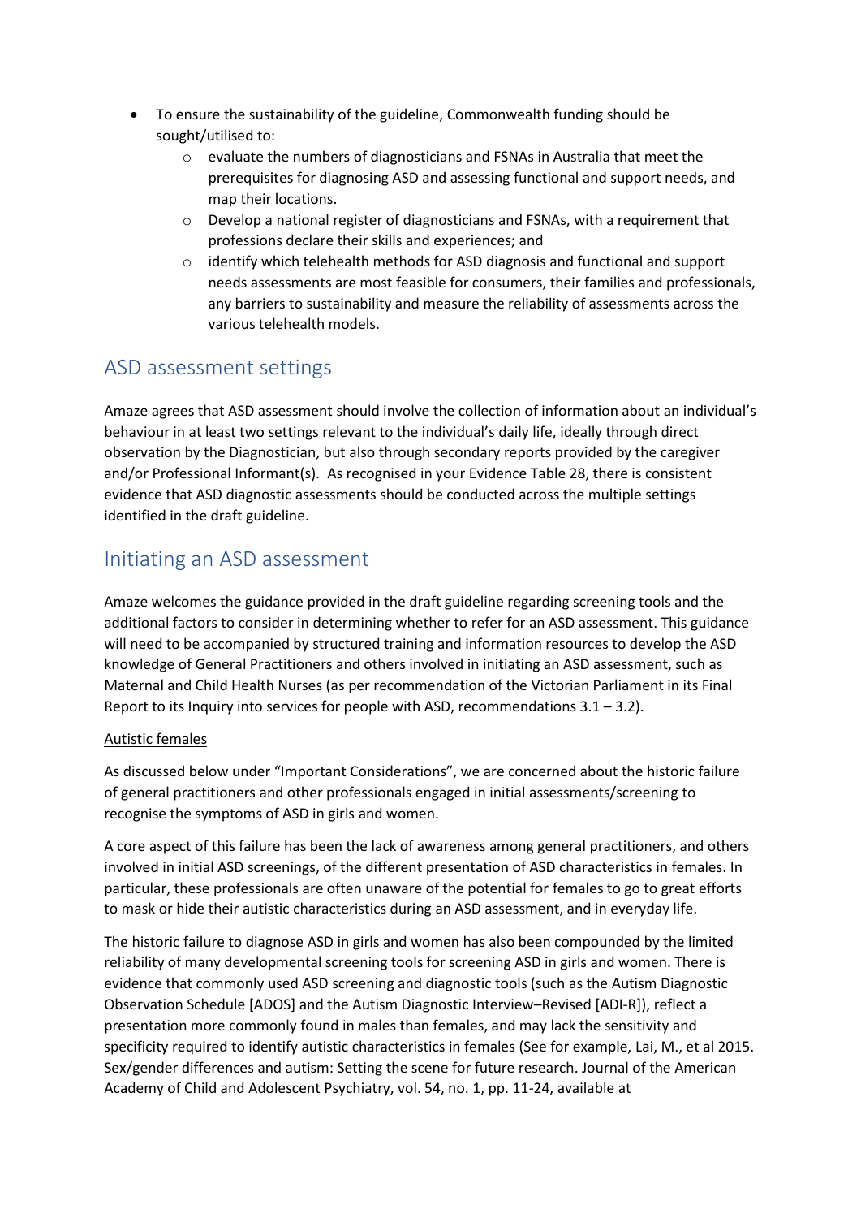- To ensure the sustainability of the guideline, Commonwealth funding should be sought/utilised to:
    - evaluate the numbers of diagnosticians and FSNAs in Australia that meet the prerequisites for diagnosing ASD and assessing functional and support needs, and map their locations.
    - Develop a national register of diagnosticians and FSNAs, with a requirement that professions declare their skills and experiences; and
    - identify which telehealth methods for ASD diagnosis and functional and support needs assessments are most feasible for consumers, their families and professionals, any barriers to sustainability and measure the reliability of assessments across the various telehealth models.

## ASD assessment settings

Amaze agrees that ASD assessment should involve the collection of information about an individual's behaviour in at least two settings relevant to the individual's daily life, ideally through direct observation by the Diagnostician, but also through secondary reports provided by the caregiver and/or Professional Informant(s). As recognised in your Evidence Table 28, there is consistent evidence that ASD diagnostic assessments should be conducted across the multiple settings identified in the draft guideline.

## Initiating an ASD assessment

Amaze welcomes the guidance provided in the draft guideline regarding screening tools and the additional factors to consider in determining whether to refer for an ASD assessment. This guidance will need to be accompanied by structured training and information resources to develop the ASD knowledge of General Practitioners and others involved in initiating an ASD assessment, such as Maternal and Child Health Nurses (as per recommendation of the Victorian Parliament in its Final Report to its Inquiry into services for people with ASD, recommendations 3.1 – 3.2).

<u>Autistic females</u>

As discussed below under "Important Considerations", we are concerned about the historic failure of general practitioners and other professionals engaged in initial assessments/screening to recognise the symptoms of ASD in girls and women.

A core aspect of this failure has been the lack of awareness among general practitioners, and others involved in initial ASD screenings, of the different presentation of ASD characteristics in females. In particular, these professionals are often unaware of the potential for females to go to great efforts to mask or hide their autistic characteristics during an ASD assessment, and in everyday life.

The historic failure to diagnose ASD in girls and women has also been compounded by the limited reliability of many developmental screening tools for screening ASD in girls and women. There is evidence that commonly used ASD screening and diagnostic tools (such as the Autism Diagnostic Observation Schedule [ADOS] and the Autism Diagnostic Interview–Revised [ADI-R]), reflect a presentation more commonly found in males than females, and may lack the sensitivity and specificity required to identify autistic characteristics in females (See for example, Lai, M., et al 2015. Sex/gender differences and autism: Setting the scene for future research. Journal of the American Academy of Child and Adolescent Psychiatry, vol. 54, no. 1, pp. 11-24, available at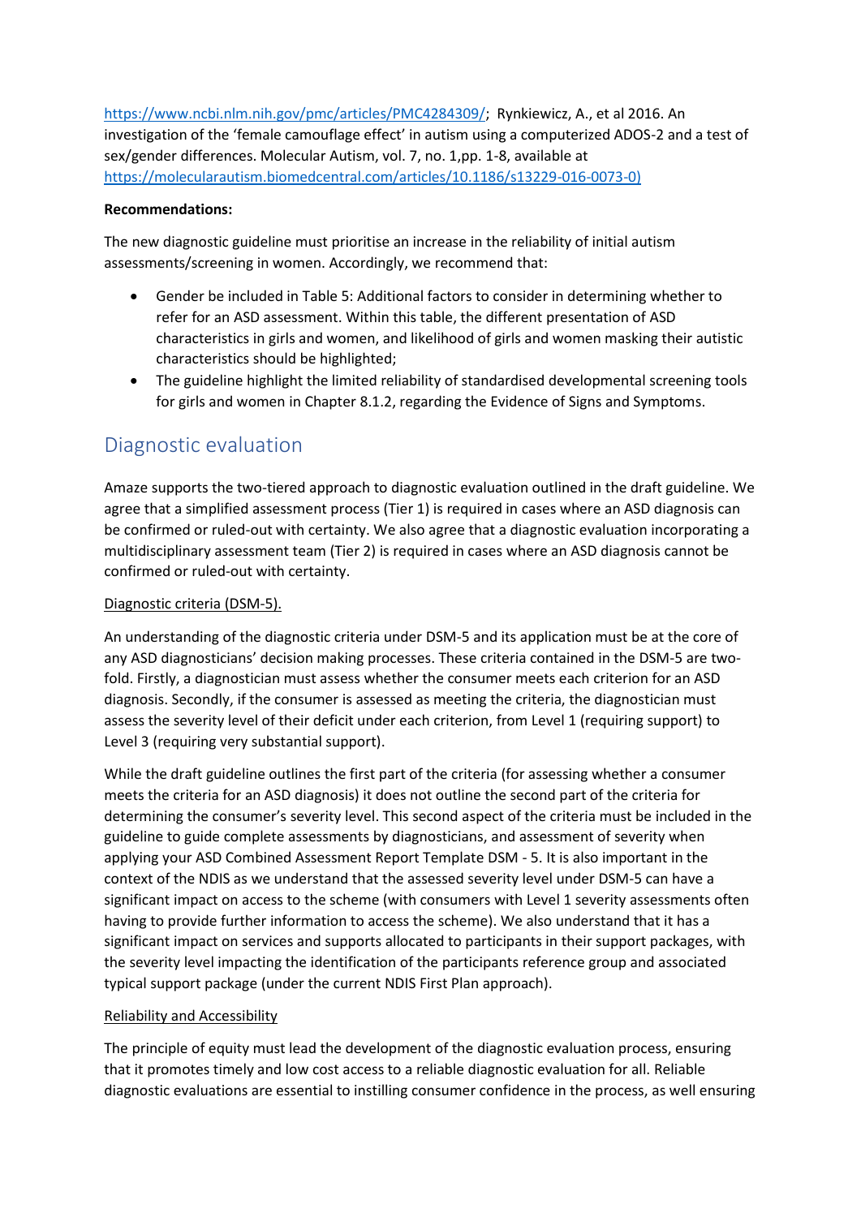https://www.ncbi.nlm.nih.gov/pmc/articles/PMC4284309/; Rynkiewicz, A., et al 2016. An investigation of the 'female camouflage effect' in autism using a computerized ADOS-2 and a test of sex/gender differences. Molecular Autism, vol. 7, no. 1,pp. 1-8, available at https://molecularautism.biomedcentral.com/articles/10.1186/s13229-016-0073-0)

**Recommendations:**

The new diagnostic guideline must prioritise an increase in the reliability of initial autism assessments/screening in women. Accordingly, we recommend that:

- Gender be included in Table 5: Additional factors to consider in determining whether to refer for an ASD assessment. Within this table, the different presentation of ASD characteristics in girls and women, and likelihood of girls and women masking their autistic characteristics should be highlighted;
- The guideline highlight the limited reliability of standardised developmental screening tools for girls and women in Chapter 8.1.2, regarding the Evidence of Signs and Symptoms.

## Diagnostic evaluation

Amaze supports the two-tiered approach to diagnostic evaluation outlined in the draft guideline. We agree that a simplified assessment process (Tier 1) is required in cases where an ASD diagnosis can be confirmed or ruled-out with certainty. We also agree that a diagnostic evaluation incorporating a multidisciplinary assessment team (Tier 2) is required in cases where an ASD diagnosis cannot be confirmed or ruled-out with certainty.

Diagnostic criteria (DSM-5).

An understanding of the diagnostic criteria under DSM-5 and its application must be at the core of any ASD diagnosticians' decision making processes. These criteria contained in the DSM-5 are two-fold. Firstly, a diagnostician must assess whether the consumer meets each criterion for an ASD diagnosis. Secondly, if the consumer is assessed as meeting the criteria, the diagnostician must assess the severity level of their deficit under each criterion, from Level 1 (requiring support) to Level 3 (requiring very substantial support).

While the draft guideline outlines the first part of the criteria (for assessing whether a consumer meets the criteria for an ASD diagnosis) it does not outline the second part of the criteria for determining the consumer's severity level. This second aspect of the criteria must be included in the guideline to guide complete assessments by diagnosticians, and assessment of severity when applying your ASD Combined Assessment Report Template DSM - 5. It is also important in the context of the NDIS as we understand that the assessed severity level under DSM-5 can have a significant impact on access to the scheme (with consumers with Level 1 severity assessments often having to provide further information to access the scheme). We also understand that it has a significant impact on services and supports allocated to participants in their support packages, with the severity level impacting the identification of the participants reference group and associated typical support package (under the current NDIS First Plan approach).

Reliability and Accessibility

The principle of equity must lead the development of the diagnostic evaluation process, ensuring that it promotes timely and low cost access to a reliable diagnostic evaluation for all. Reliable diagnostic evaluations are essential to instilling consumer confidence in the process, as well ensuring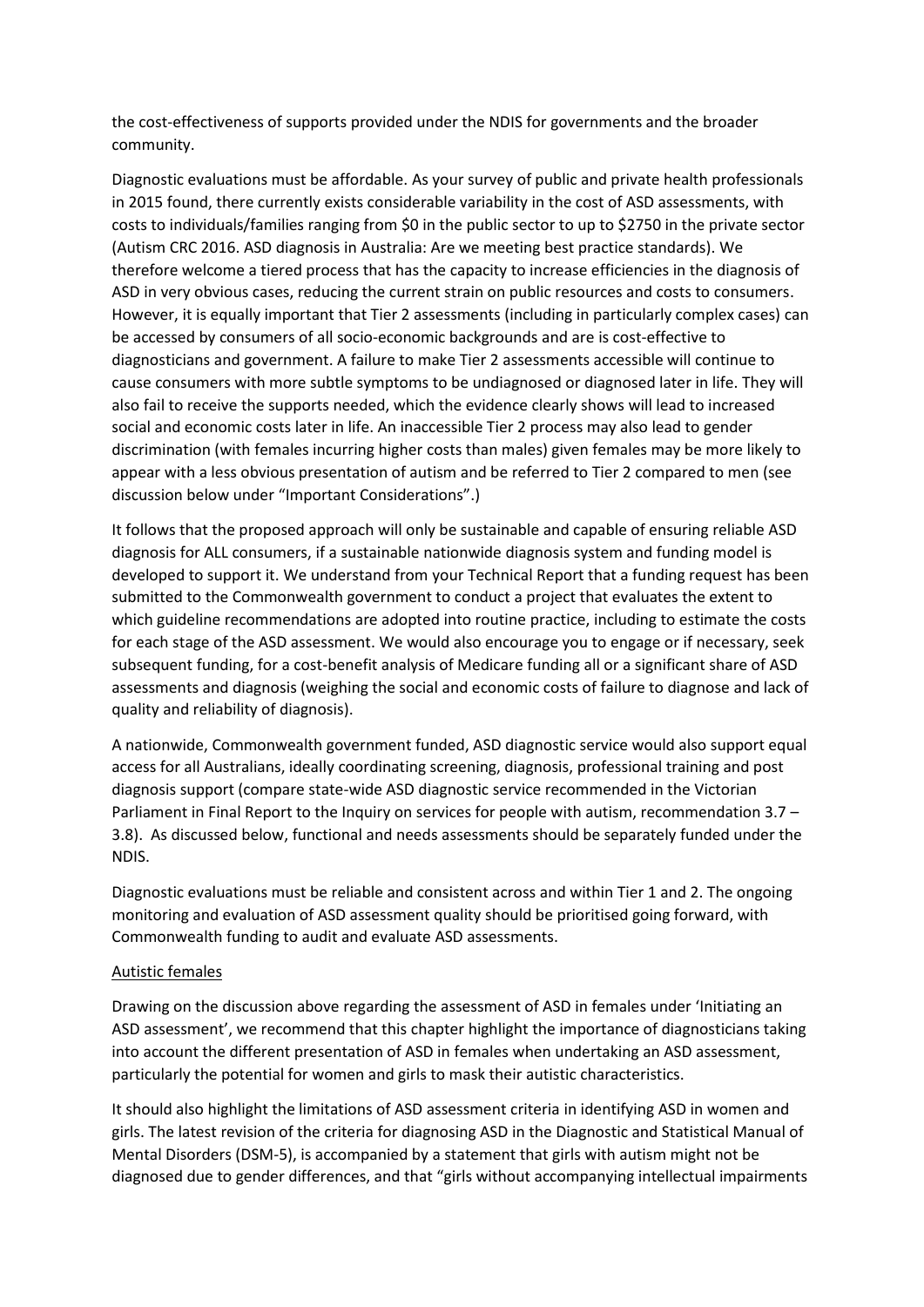the cost-effectiveness of supports provided under the NDIS for governments and the broader community.

Diagnostic evaluations must be affordable. As your survey of public and private health professionals in 2015 found, there currently exists considerable variability in the cost of ASD assessments, with costs to individuals/families ranging from $0 in the public sector to up to $2750 in the private sector (Autism CRC 2016. ASD diagnosis in Australia: Are we meeting best practice standards). We therefore welcome a tiered process that has the capacity to increase efficiencies in the diagnosis of ASD in very obvious cases, reducing the current strain on public resources and costs to consumers. However, it is equally important that Tier 2 assessments (including in particularly complex cases) can be accessed by consumers of all socio-economic backgrounds and are is cost-effective to diagnosticians and government. A failure to make Tier 2 assessments accessible will continue to cause consumers with more subtle symptoms to be undiagnosed or diagnosed later in life. They will also fail to receive the supports needed, which the evidence clearly shows will lead to increased social and economic costs later in life. An inaccessible Tier 2 process may also lead to gender discrimination (with females incurring higher costs than males) given females may be more likely to appear with a less obvious presentation of autism and be referred to Tier 2 compared to men (see discussion below under "Important Considerations".)

It follows that the proposed approach will only be sustainable and capable of ensuring reliable ASD diagnosis for ALL consumers, if a sustainable nationwide diagnosis system and funding model is developed to support it. We understand from your Technical Report that a funding request has been submitted to the Commonwealth government to conduct a project that evaluates the extent to which guideline recommendations are adopted into routine practice, including to estimate the costs for each stage of the ASD assessment. We would also encourage you to engage or if necessary, seek subsequent funding, for a cost-benefit analysis of Medicare funding all or a significant share of ASD assessments and diagnosis (weighing the social and economic costs of failure to diagnose and lack of quality and reliability of diagnosis).

A nationwide, Commonwealth government funded, ASD diagnostic service would also support equal access for all Australians, ideally coordinating screening, diagnosis, professional training and post diagnosis support (compare state-wide ASD diagnostic service recommended in the Victorian Parliament in Final Report to the Inquiry on services for people with autism, recommendation 3.7 – 3.8). As discussed below, functional and needs assessments should be separately funded under the NDIS.

Diagnostic evaluations must be reliable and consistent across and within Tier 1 and 2. The ongoing monitoring and evaluation of ASD assessment quality should be prioritised going forward, with Commonwealth funding to audit and evaluate ASD assessments.

Autistic females

Drawing on the discussion above regarding the assessment of ASD in females under 'Initiating an ASD assessment', we recommend that this chapter highlight the importance of diagnosticians taking into account the different presentation of ASD in females when undertaking an ASD assessment, particularly the potential for women and girls to mask their autistic characteristics.

It should also highlight the limitations of ASD assessment criteria in identifying ASD in women and girls. The latest revision of the criteria for diagnosing ASD in the Diagnostic and Statistical Manual of Mental Disorders (DSM-5), is accompanied by a statement that girls with autism might not be diagnosed due to gender differences, and that "girls without accompanying intellectual impairments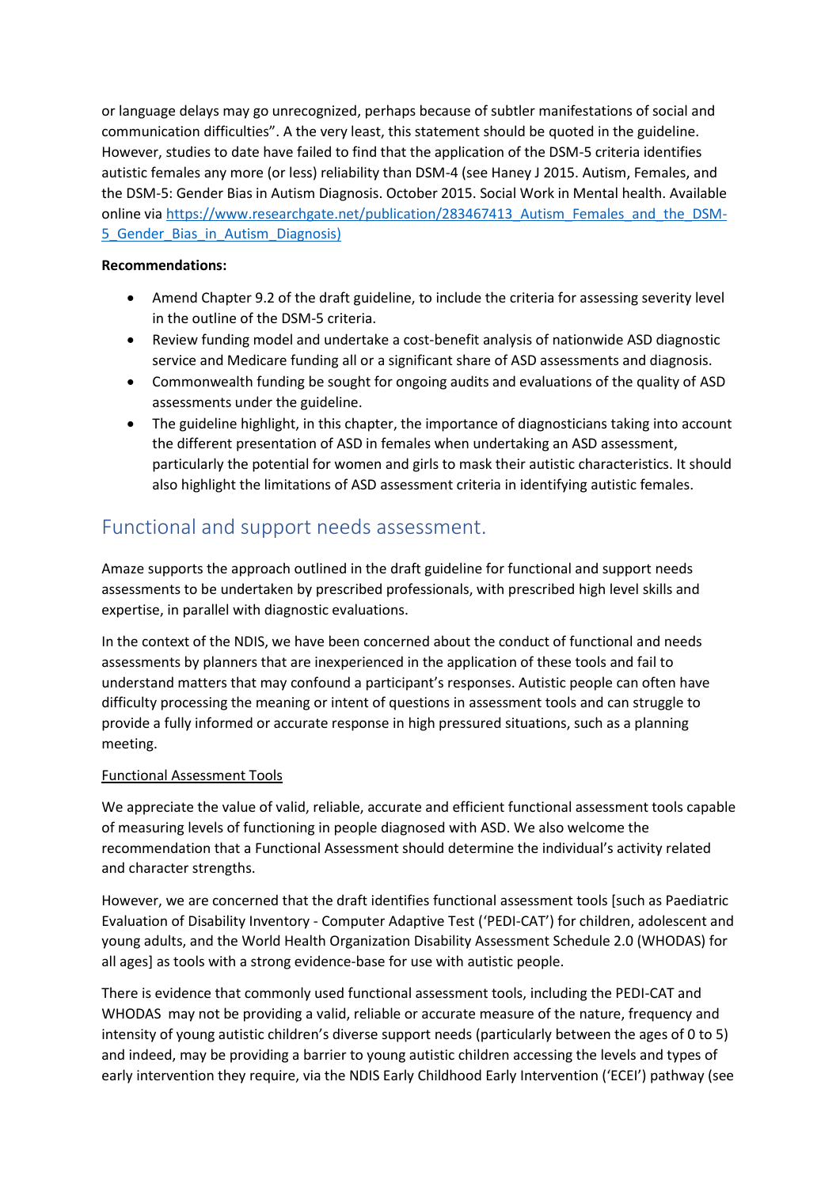or language delays may go unrecognized, perhaps because of subtler manifestations of social and communication difficulties". A the very least, this statement should be quoted in the guideline. However, studies to date have failed to find that the application of the DSM-5 criteria identifies autistic females any more (or less) reliability than DSM-4 (see Haney J 2015. Autism, Females, and the DSM-5: Gender Bias in Autism Diagnosis. October 2015. Social Work in Mental health. Available online via [https://www.researchgate.net/publication/283467413_Autism_Females_and_the_DSM-5_Gender_Bias_in_Autism_Diagnosis)](https://www.researchgate.net/publication/283467413_Autism_Females_and_the_DSM-5_Gender_Bias_in_Autism_Diagnosis)

**Recommendations:**

- Amend Chapter 9.2 of the draft guideline, to include the criteria for assessing severity level in the outline of the DSM-5 criteria.
- Review funding model and undertake a cost-benefit analysis of nationwide ASD diagnostic service and Medicare funding all or a significant share of ASD assessments and diagnosis.
- Commonwealth funding be sought for ongoing audits and evaluations of the quality of ASD assessments under the guideline.
- The guideline highlight, in this chapter, the importance of diagnosticians taking into account the different presentation of ASD in females when undertaking an ASD assessment, particularly the potential for women and girls to mask their autistic characteristics. It should also highlight the limitations of ASD assessment criteria in identifying autistic females.

## Functional and support needs assessment.

Amaze supports the approach outlined in the draft guideline for functional and support needs assessments to be undertaken by prescribed professionals, with prescribed high level skills and expertise, in parallel with diagnostic evaluations.

In the context of the NDIS, we have been concerned about the conduct of functional and needs assessments by planners that are inexperienced in the application of these tools and fail to understand matters that may confound a participant's responses. Autistic people can often have difficulty processing the meaning or intent of questions in assessment tools and can struggle to provide a fully informed or accurate response in high pressured situations, such as a planning meeting.

<u>Functional Assessment Tools</u>

We appreciate the value of valid, reliable, accurate and efficient functional assessment tools capable of measuring levels of functioning in people diagnosed with ASD. We also welcome the recommendation that a Functional Assessment should determine the individual's activity related and character strengths.

However, we are concerned that the draft identifies functional assessment tools [such as Paediatric Evaluation of Disability Inventory - Computer Adaptive Test ('PEDI-CAT') for children, adolescent and young adults, and the World Health Organization Disability Assessment Schedule 2.0 (WHODAS) for all ages] as tools with a strong evidence-base for use with autistic people.

There is evidence that commonly used functional assessment tools, including the PEDI-CAT and WHODAS may not be providing a valid, reliable or accurate measure of the nature, frequency and intensity of young autistic children's diverse support needs (particularly between the ages of 0 to 5) and indeed, may be providing a barrier to young autistic children accessing the levels and types of early intervention they require, via the NDIS Early Childhood Early Intervention ('ECEI') pathway (see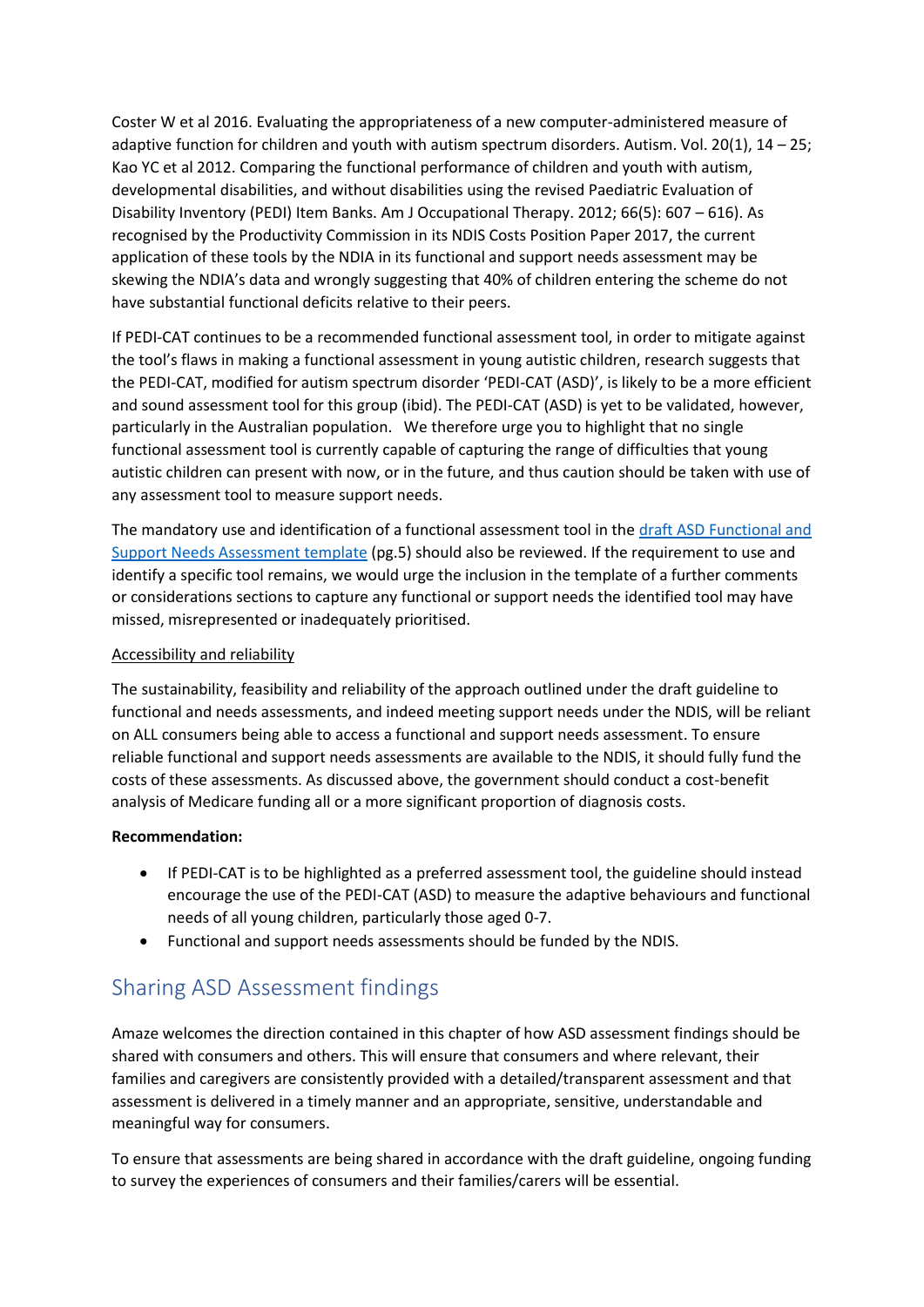Coster W et al 2016. Evaluating the appropriateness of a new computer-administered measure of adaptive function for children and youth with autism spectrum disorders. Autism. Vol. 20(1), 14 – 25; Kao YC et al 2012. Comparing the functional performance of children and youth with autism, developmental disabilities, and without disabilities using the revised Paediatric Evaluation of Disability Inventory (PEDI) Item Banks. Am J Occupational Therapy. 2012; 66(5): 607 – 616). As recognised by the Productivity Commission in its NDIS Costs Position Paper 2017, the current application of these tools by the NDIA in its functional and support needs assessment may be skewing the NDIA's data and wrongly suggesting that 40% of children entering the scheme do not have substantial functional deficits relative to their peers.

If PEDI-CAT continues to be a recommended functional assessment tool, in order to mitigate against the tool's flaws in making a functional assessment in young autistic children, research suggests that the PEDI-CAT, modified for autism spectrum disorder 'PEDI-CAT (ASD)', is likely to be a more efficient and sound assessment tool for this group (ibid). The PEDI-CAT (ASD) is yet to be validated, however, particularly in the Australian population. We therefore urge you to highlight that no single functional assessment tool is currently capable of capturing the range of difficulties that young autistic children can present with now, or in the future, and thus caution should be taken with use of any assessment tool to measure support needs.

The mandatory use and identification of a functional assessment tool in the draft ASD Functional and Support Needs Assessment template (pg.5) should also be reviewed. If the requirement to use and identify a specific tool remains, we would urge the inclusion in the template of a further comments or considerations sections to capture any functional or support needs the identified tool may have missed, misrepresented or inadequately prioritised.

Accessibility and reliability

The sustainability, feasibility and reliability of the approach outlined under the draft guideline to functional and needs assessments, and indeed meeting support needs under the NDIS, will be reliant on ALL consumers being able to access a functional and support needs assessment. To ensure reliable functional and support needs assessments are available to the NDIS, it should fully fund the costs of these assessments. As discussed above, the government should conduct a cost-benefit analysis of Medicare funding all or a more significant proportion of diagnosis costs.

**Recommendation:**

- If PEDI-CAT is to be highlighted as a preferred assessment tool, the guideline should instead encourage the use of the PEDI-CAT (ASD) to measure the adaptive behaviours and functional needs of all young children, particularly those aged 0-7.
- Functional and support needs assessments should be funded by the NDIS.

## Sharing ASD Assessment findings

Amaze welcomes the direction contained in this chapter of how ASD assessment findings should be shared with consumers and others. This will ensure that consumers and where relevant, their families and caregivers are consistently provided with a detailed/transparent assessment and that assessment is delivered in a timely manner and an appropriate, sensitive, understandable and meaningful way for consumers.

To ensure that assessments are being shared in accordance with the draft guideline, ongoing funding to survey the experiences of consumers and their families/carers will be essential.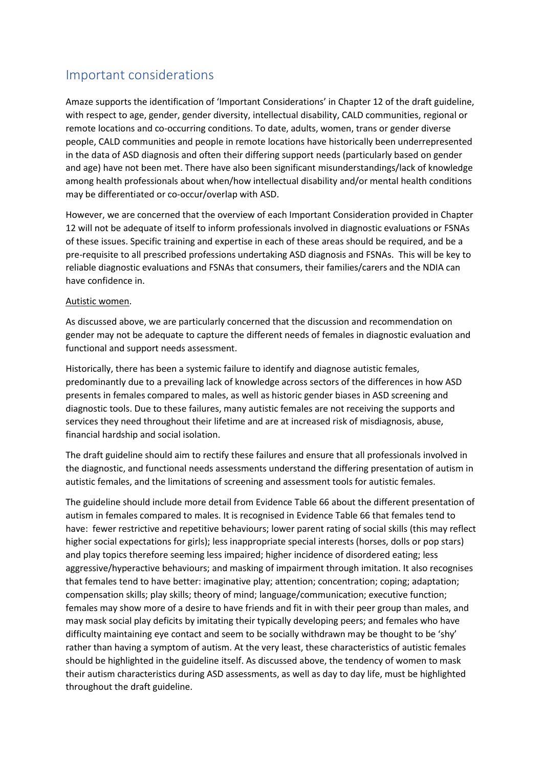## Important considerations

Amaze supports the identification of 'Important Considerations' in Chapter 12 of the draft guideline, with respect to age, gender, gender diversity, intellectual disability, CALD communities, regional or remote locations and co-occurring conditions. To date, adults, women, trans or gender diverse people, CALD communities and people in remote locations have historically been underrepresented in the data of ASD diagnosis and often their differing support needs (particularly based on gender and age) have not been met. There have also been significant misunderstandings/lack of knowledge among health professionals about when/how intellectual disability and/or mental health conditions may be differentiated or co-occur/overlap with ASD.

However, we are concerned that the overview of each Important Consideration provided in Chapter 12 will not be adequate of itself to inform professionals involved in diagnostic evaluations or FSNAs of these issues. Specific training and expertise in each of these areas should be required, and be a pre-requisite to all prescribed professions undertaking ASD diagnosis and FSNAs. This will be key to reliable diagnostic evaluations and FSNAs that consumers, their families/carers and the NDIA can have confidence in.

<u>Autistic women</u>.

As discussed above, we are particularly concerned that the discussion and recommendation on gender may not be adequate to capture the different needs of females in diagnostic evaluation and functional and support needs assessment.

Historically, there has been a systemic failure to identify and diagnose autistic females, predominantly due to a prevailing lack of knowledge across sectors of the differences in how ASD presents in females compared to males, as well as historic gender biases in ASD screening and diagnostic tools. Due to these failures, many autistic females are not receiving the supports and services they need throughout their lifetime and are at increased risk of misdiagnosis, abuse, financial hardship and social isolation.

The draft guideline should aim to rectify these failures and ensure that all professionals involved in the diagnostic, and functional needs assessments understand the differing presentation of autism in autistic females, and the limitations of screening and assessment tools for autistic females.

The guideline should include more detail from Evidence Table 66 about the different presentation of autism in females compared to males. It is recognised in Evidence Table 66 that females tend to have: fewer restrictive and repetitive behaviours; lower parent rating of social skills (this may reflect higher social expectations for girls); less inappropriate special interests (horses, dolls or pop stars) and play topics therefore seeming less impaired; higher incidence of disordered eating; less aggressive/hyperactive behaviours; and masking of impairment through imitation. It also recognises that females tend to have better: imaginative play; attention; concentration; coping; adaptation; compensation skills; play skills; theory of mind; language/communication; executive function; females may show more of a desire to have friends and fit in with their peer group than males, and may mask social play deficits by imitating their typically developing peers; and females who have difficulty maintaining eye contact and seem to be socially withdrawn may be thought to be 'shy' rather than having a symptom of autism. At the very least, these characteristics of autistic females should be highlighted in the guideline itself. As discussed above, the tendency of women to mask their autism characteristics during ASD assessments, as well as day to day life, must be highlighted throughout the draft guideline.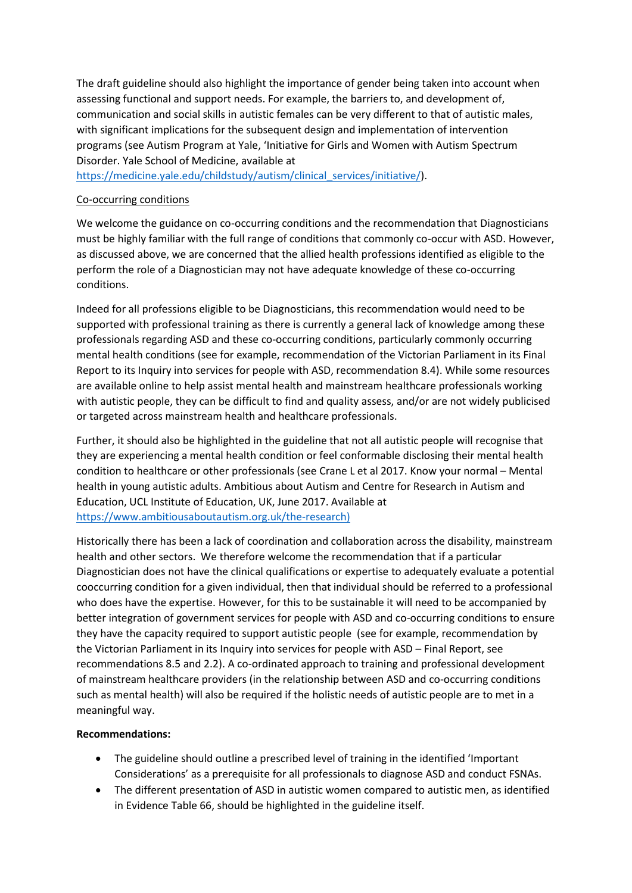The draft guideline should also highlight the importance of gender being taken into account when assessing functional and support needs. For example, the barriers to, and development of, communication and social skills in autistic females can be very different to that of autistic males, with significant implications for the subsequent design and implementation of intervention programs (see Autism Program at Yale, 'Initiative for Girls and Women with Autism Spectrum Disorder. Yale School of Medicine, available at [https://medicine.yale.edu/childstudy/autism/clinical_services/initiative/](https://medicine.yale.edu/childstudy/autism/clinical_services/initiative/)).

Co-occurring conditions

We welcome the guidance on co-occurring conditions and the recommendation that Diagnosticians must be highly familiar with the full range of conditions that commonly co-occur with ASD. However, as discussed above, we are concerned that the allied health professions identified as eligible to the perform the role of a Diagnostician may not have adequate knowledge of these co-occurring conditions.

Indeed for all professions eligible to be Diagnosticians, this recommendation would need to be supported with professional training as there is currently a general lack of knowledge among these professionals regarding ASD and these co-occurring conditions, particularly commonly occurring mental health conditions (see for example, recommendation of the Victorian Parliament in its Final Report to its Inquiry into services for people with ASD, recommendation 8.4). While some resources are available online to help assist mental health and mainstream healthcare professionals working with autistic people, they can be difficult to find and quality assess, and/or are not widely publicised or targeted across mainstream health and healthcare professionals.

Further, it should also be highlighted in the guideline that not all autistic people will recognise that they are experiencing a mental health condition or feel conformable disclosing their mental health condition to healthcare or other professionals (see Crane L et al 2017. Know your normal – Mental health in young autistic adults. Ambitious about Autism and Centre for Research in Autism and Education, UCL Institute of Education, UK, June 2017. Available at [https://www.ambitiousaboutautism.org.uk/the-research)](https://www.ambitiousaboutautism.org.uk/the-research)

Historically there has been a lack of coordination and collaboration across the disability, mainstream health and other sectors. We therefore welcome the recommendation that if a particular Diagnostician does not have the clinical qualifications or expertise to adequately evaluate a potential cooccurring condition for a given individual, then that individual should be referred to a professional who does have the expertise. However, for this to be sustainable it will need to be accompanied by better integration of government services for people with ASD and co-occurring conditions to ensure they have the capacity required to support autistic people (see for example, recommendation by the Victorian Parliament in its Inquiry into services for people with ASD – Final Report, see recommendations 8.5 and 2.2). A co-ordinated approach to training and professional development of mainstream healthcare providers (in the relationship between ASD and co-occurring conditions such as mental health) will also be required if the holistic needs of autistic people are to met in a meaningful way.

**Recommendations:**

- The guideline should outline a prescribed level of training in the identified 'Important Considerations' as a prerequisite for all professionals to diagnose ASD and conduct FSNAs.
- The different presentation of ASD in autistic women compared to autistic men, as identified in Evidence Table 66, should be highlighted in the guideline itself.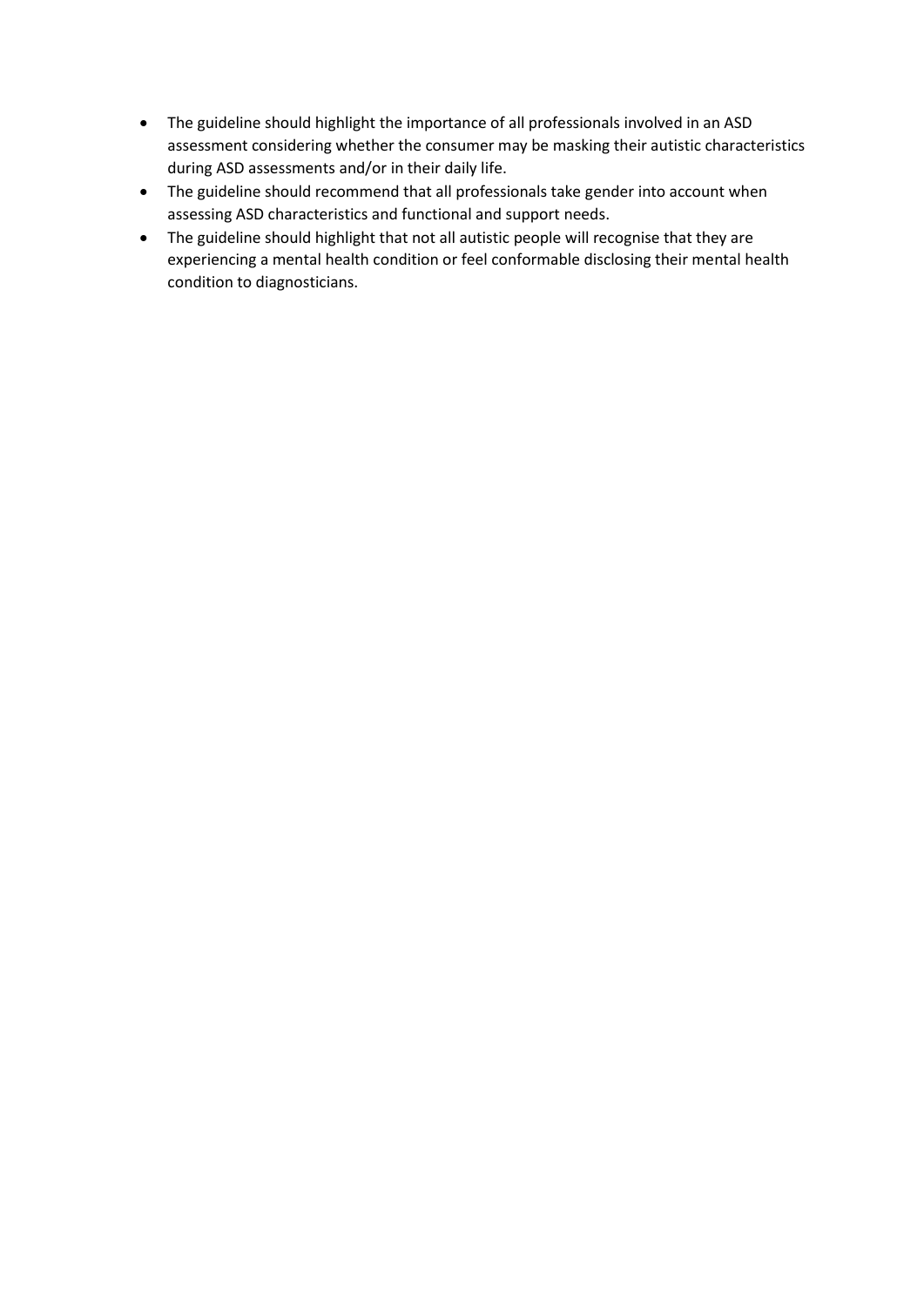- The guideline should highlight the importance of all professionals involved in an ASD assessment considering whether the consumer may be masking their autistic characteristics during ASD assessments and/or in their daily life.
- The guideline should recommend that all professionals take gender into account when assessing ASD characteristics and functional and support needs.
- The guideline should highlight that not all autistic people will recognise that they are experiencing a mental health condition or feel conformable disclosing their mental health condition to diagnosticians.